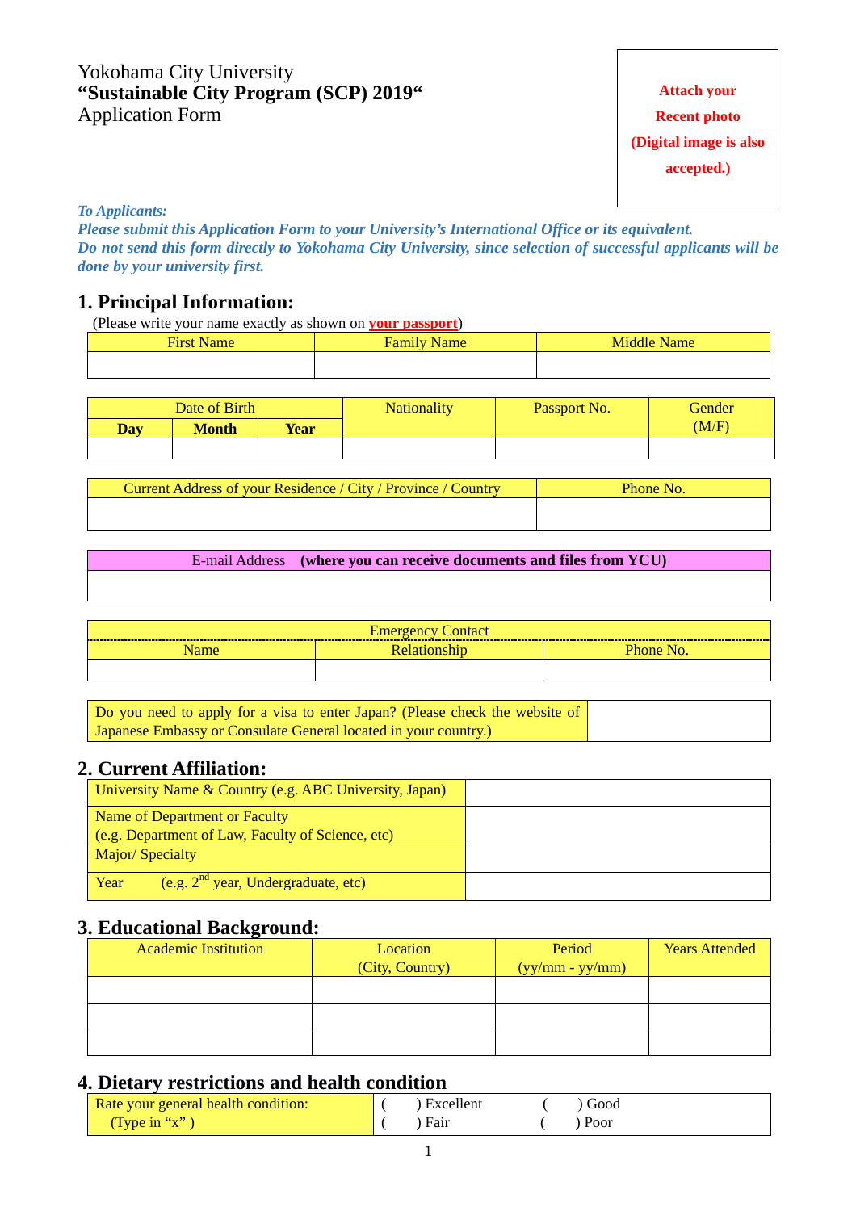Yokohama City University
**"Sustainable City Program (SCP) 2019"**
Application Form

**Attach your Recent photo (Digital image is also accepted.)**

***To Applicants:***
***Please submit this Application Form to your University's International Office or its equivalent.***
***Do not send this form directly to Yokohama City University, since selection of successful applicants will be done by your university first.***

## 1. Principal Information:

(Please write your name exactly as shown on **your passport**)

| First Name | Family Name | Middle Name |
|---|---|---|
| | | |

| Date of Birth | | | Nationality | Passport No. | Gender (M/F) |
|---|---|---|---|---|---|
| **Day** | **Month** | **Year** | | | |
| | | | | | |

| Current Address of your Residence / City / Province / Country | Phone No. |
|---|---|
| | |

| E-mail Address **(where you can receive documents and files from YCU)** |
|---|
| |

| Emergency Contact | | |
|---|---|---|
| Name | Relationship | Phone No. |
| | | |

| Do you need to apply for a visa to enter Japan? (Please check the website of Japanese Embassy or Consulate General located in your country.) | |
|---|---|

## 2. Current Affiliation:

| University Name & Country (e.g. ABC University, Japan) | |
|---|---|
| Name of Department or Faculty (e.g. Department of Law, Faculty of Science, etc) | |
| Major/ Specialty | |
| Year (e.g. 2nd year, Undergraduate, etc) | |

## 3. Educational Background:

| Academic Institution | Location (City, Country) | Period (yy/mm - yy/mm) | Years Attended |
|---|---|---|---|
| | | | |
| | | | |
| | | | |

## 4. Dietary restrictions and health condition

| Rate your general health condition: (Type in "x" ) | ( ) Excellent | ( ) Good |
|---|---|---|
| | ( ) Fair | ( ) Poor |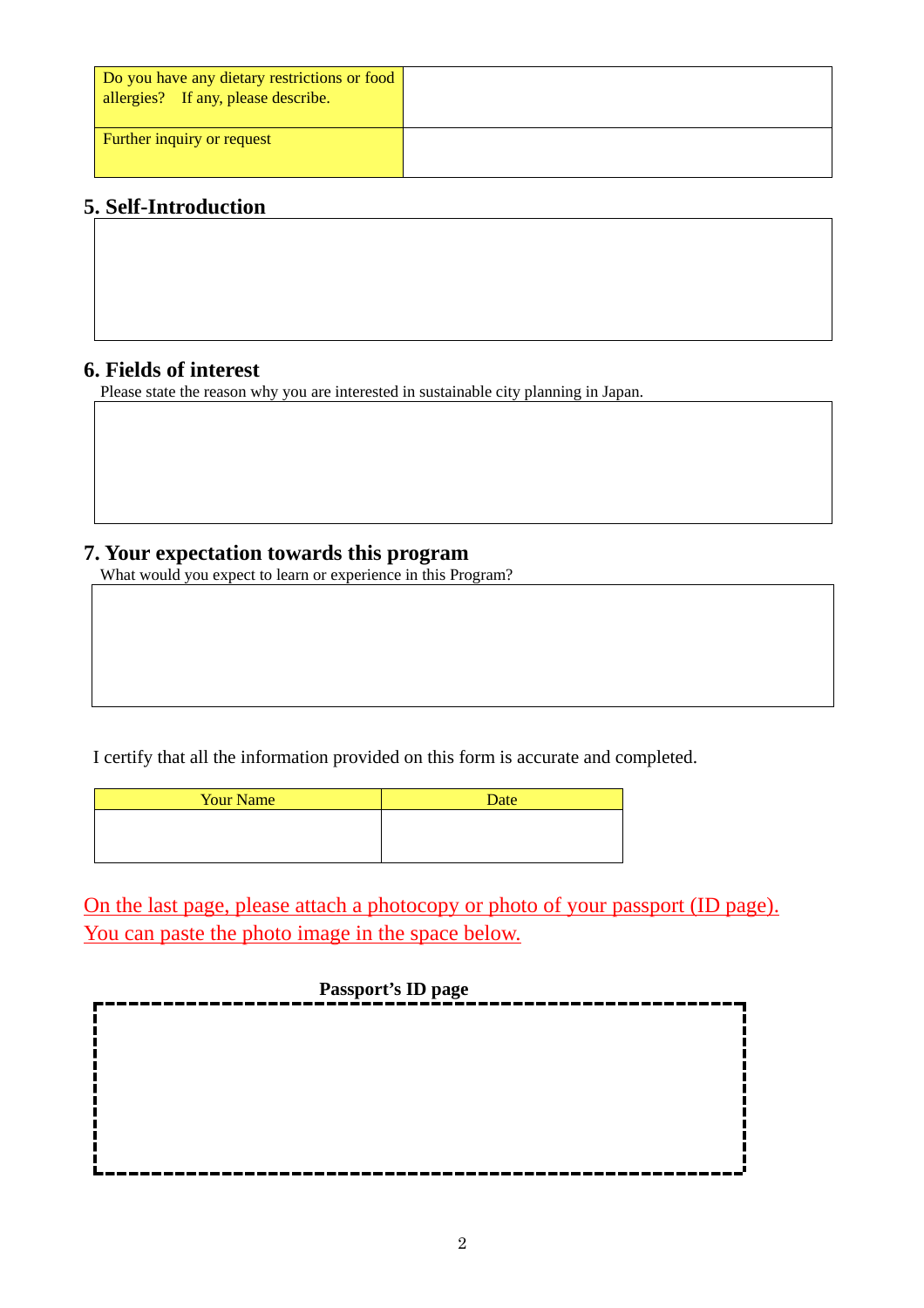| | |
|---|---|
| Do you have any dietary restrictions or food allergies? If any, please describe. | |
| Further inquiry or request | |

## 5. Self-Introduction

| |
|---|
| |

## 6. Fields of interest

Please state the reason why you are interested in sustainable city planning in Japan.

| |
|---|
| |

## 7. Your expectation towards this program

What would you expect to learn or experience in this Program?

| |
|---|
| |

I certify that all the information provided on this form is accurate and completed.

| Your Name | Date |
|---|---|
| | |

On the last page, please attach a photocopy or photo of your passport (ID page).
You can paste the photo image in the space below.

**Passport's ID page**